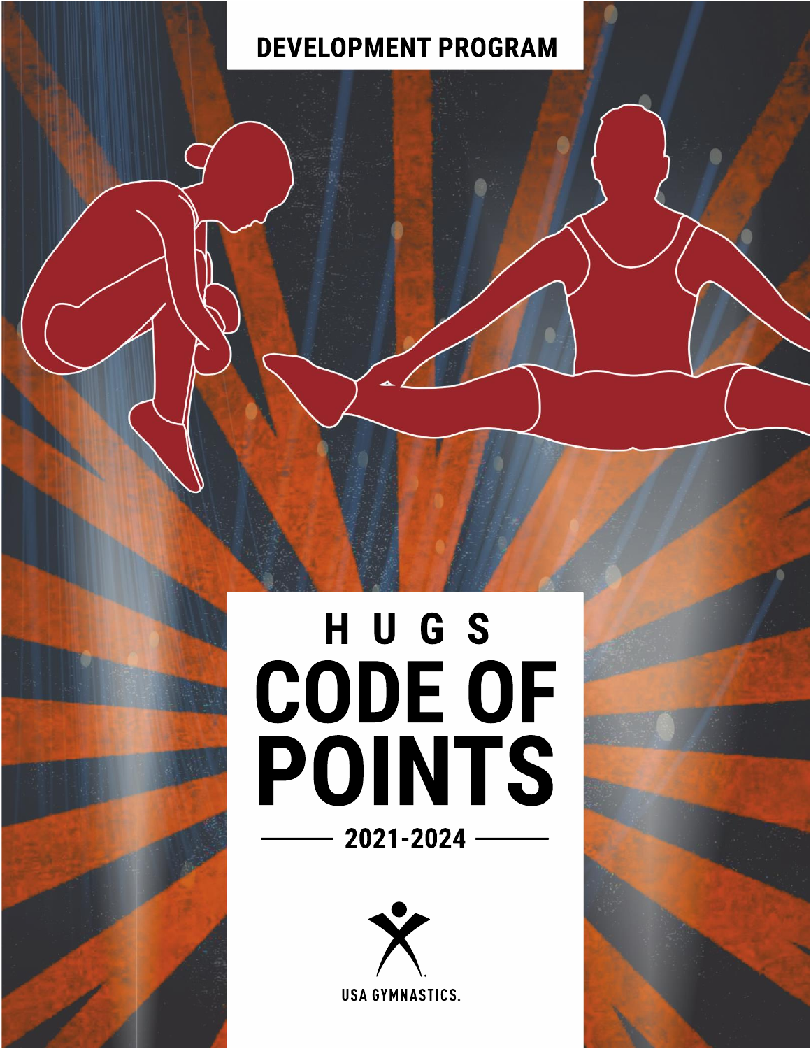DEVELOPMENT PROGRAM

# HUGS CODE OF POINTS

2021-2024

USA GYMNASTICS.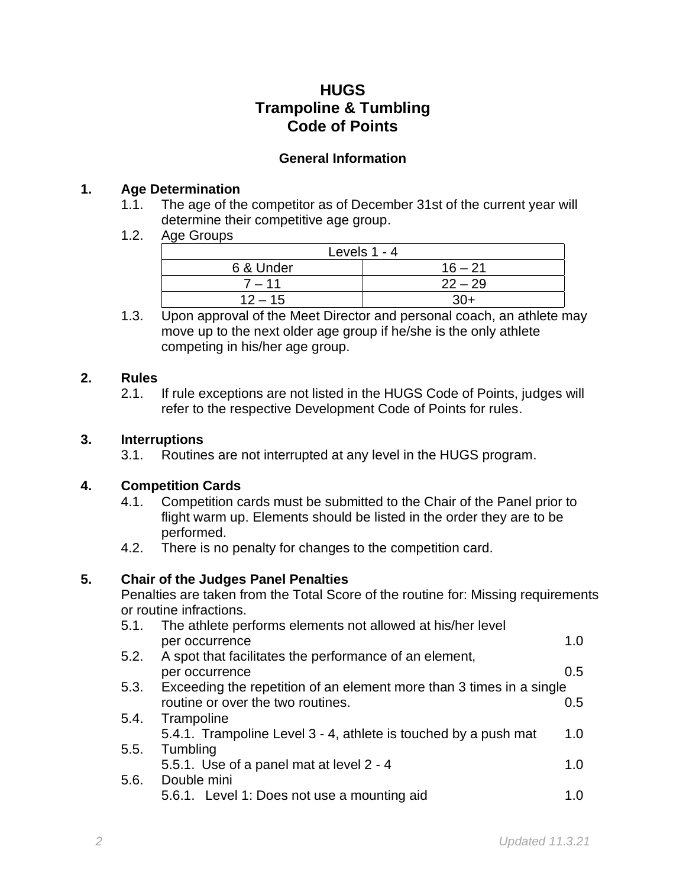# HUGS
# Trampoline & Tumbling
# Code of Points

### General Information

**1. Age Determination**

1.1. The age of the competitor as of December 31st of the current year will determine their competitive age group.

1.2. Age Groups

| Levels 1 - 4 | |
|---|---|
| 6 & Under | 16 – 21 |
| 7 – 11 | 22 – 29 |
| 12 – 15 | 30+ |

1.3. Upon approval of the Meet Director and personal coach, an athlete may move up to the next older age group if he/she is the only athlete competing in his/her age group.

**2. Rules**

2.1. If rule exceptions are not listed in the HUGS Code of Points, judges will refer to the respective Development Code of Points for rules.

**3. Interruptions**

3.1. Routines are not interrupted at any level in the HUGS program.

**4. Competition Cards**

4.1. Competition cards must be submitted to the Chair of the Panel prior to flight warm up. Elements should be listed in the order they are to be performed.

4.2. There is no penalty for changes to the competition card.

**5. Chair of the Judges Panel Penalties**

Penalties are taken from the Total Score of the routine for: Missing requirements or routine infractions.

5.1. The athlete performs elements not allowed at his/her level per occurrence — 1.0

5.2. A spot that facilitates the performance of an element, per occurrence — 0.5

5.3. Exceeding the repetition of an element more than 3 times in a single routine or over the two routines. — 0.5

5.4. Trampoline
- 5.4.1. Trampoline Level 3 - 4, athlete is touched by a push mat — 1.0

5.5. Tumbling
- 5.5.1. Use of a panel mat at level 2 - 4 — 1.0

5.6. Double mini
- 5.6.1. Level 1: Does not use a mounting aid — 1.0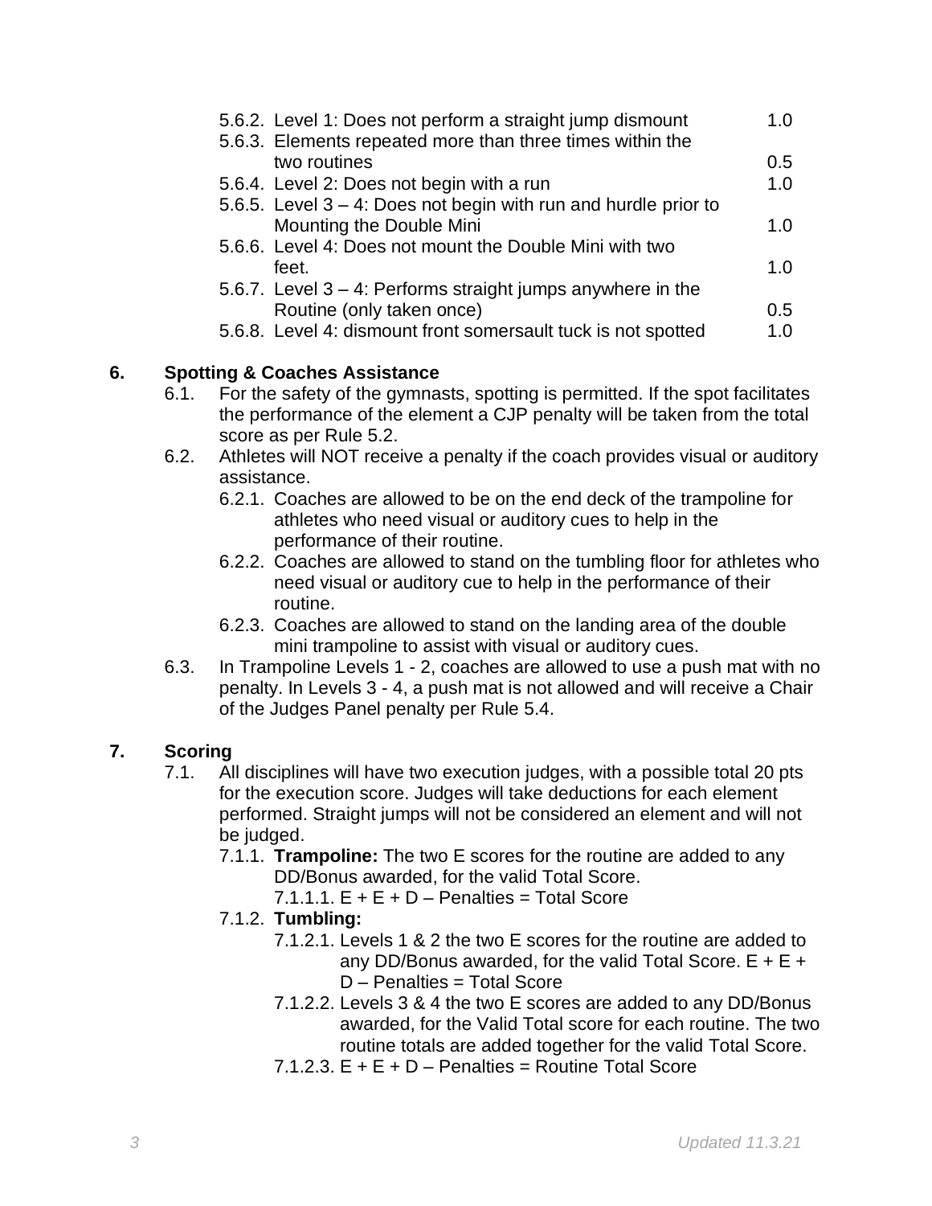- 5.6.2. Level 1: Does not perform a straight jump dismount — 1.0
- 5.6.3. Elements repeated more than three times within the two routines — 0.5
- 5.6.4. Level 2: Does not begin with a run — 1.0
- 5.6.5. Level 3 – 4: Does not begin with run and hurdle prior to Mounting the Double Mini — 1.0
- 5.6.6. Level 4: Does not mount the Double Mini with two feet. — 1.0
- 5.6.7. Level 3 – 4: Performs straight jumps anywhere in the Routine (only taken once) — 0.5
- 5.6.8. Level 4: dismount front somersault tuck is not spotted — 1.0

## 6. Spotting & Coaches Assistance

6.1. For the safety of the gymnasts, spotting is permitted. If the spot facilitates the performance of the element a CJP penalty will be taken from the total score as per Rule 5.2.

6.2. Athletes will NOT receive a penalty if the coach provides visual or auditory assistance.

- 6.2.1. Coaches are allowed to be on the end deck of the trampoline for athletes who need visual or auditory cues to help in the performance of their routine.
- 6.2.2. Coaches are allowed to stand on the tumbling floor for athletes who need visual or auditory cue to help in the performance of their routine.
- 6.2.3. Coaches are allowed to stand on the landing area of the double mini trampoline to assist with visual or auditory cues.

6.3. In Trampoline Levels 1 - 2, coaches are allowed to use a push mat with no penalty. In Levels 3 - 4, a push mat is not allowed and will receive a Chair of the Judges Panel penalty per Rule 5.4.

## 7. Scoring

7.1. All disciplines will have two execution judges, with a possible total 20 pts for the execution score. Judges will take deductions for each element performed. Straight jumps will not be considered an element and will not be judged.

- 7.1.1. **Trampoline:** The two E scores for the routine are added to any DD/Bonus awarded, for the valid Total Score.
  - 7.1.1.1. E + E + D – Penalties = Total Score
- 7.1.2. **Tumbling:**
  - 7.1.2.1. Levels 1 & 2 the two E scores for the routine are added to any DD/Bonus awarded, for the valid Total Score. E + E + D – Penalties = Total Score
  - 7.1.2.2. Levels 3 & 4 the two E scores are added to any DD/Bonus awarded, for the Valid Total score for each routine. The two routine totals are added together for the valid Total Score.
  - 7.1.2.3. E + E + D – Penalties = Routine Total Score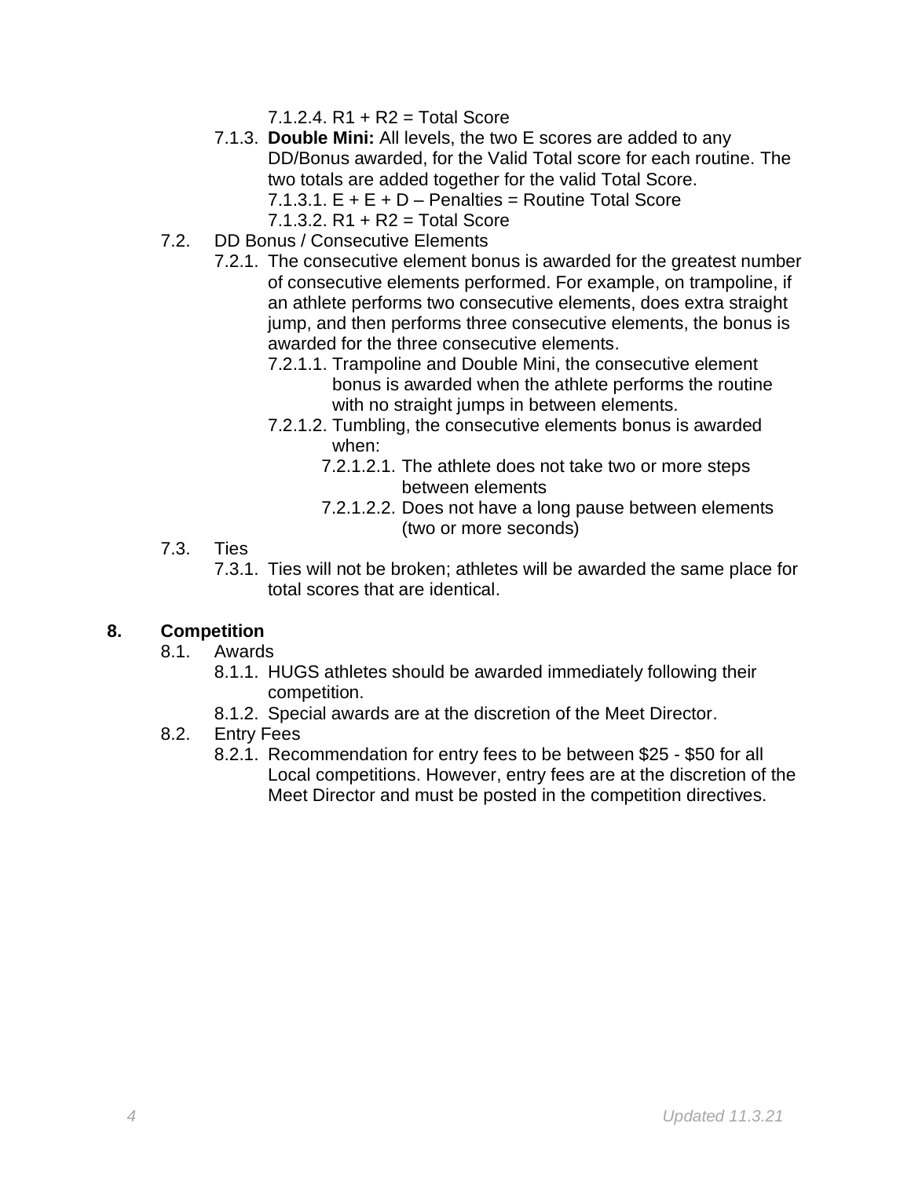7.1.2.4. R1 + R2 = Total Score

7.1.3. **Double Mini:** All levels, the two E scores are added to any DD/Bonus awarded, for the Valid Total score for each routine. The two totals are added together for the valid Total Score.

7.1.3.1. E + E + D – Penalties = Routine Total Score

7.1.3.2. R1 + R2 = Total Score

7.2. DD Bonus / Consecutive Elements

7.2.1. The consecutive element bonus is awarded for the greatest number of consecutive elements performed. For example, on trampoline, if an athlete performs two consecutive elements, does extra straight jump, and then performs three consecutive elements, the bonus is awarded for the three consecutive elements.

7.2.1.1. Trampoline and Double Mini, the consecutive element bonus is awarded when the athlete performs the routine with no straight jumps in between elements.

7.2.1.2. Tumbling, the consecutive elements bonus is awarded when:

7.2.1.2.1. The athlete does not take two or more steps between elements

7.2.1.2.2. Does not have a long pause between elements (two or more seconds)

7.3. Ties

7.3.1. Ties will not be broken; athletes will be awarded the same place for total scores that are identical.

## 8. Competition

8.1. Awards

8.1.1. HUGS athletes should be awarded immediately following their competition.

8.1.2. Special awards are at the discretion of the Meet Director.

8.2. Entry Fees

8.2.1. Recommendation for entry fees to be between $25 - $50 for all Local competitions. However, entry fees are at the discretion of the Meet Director and must be posted in the competition directives.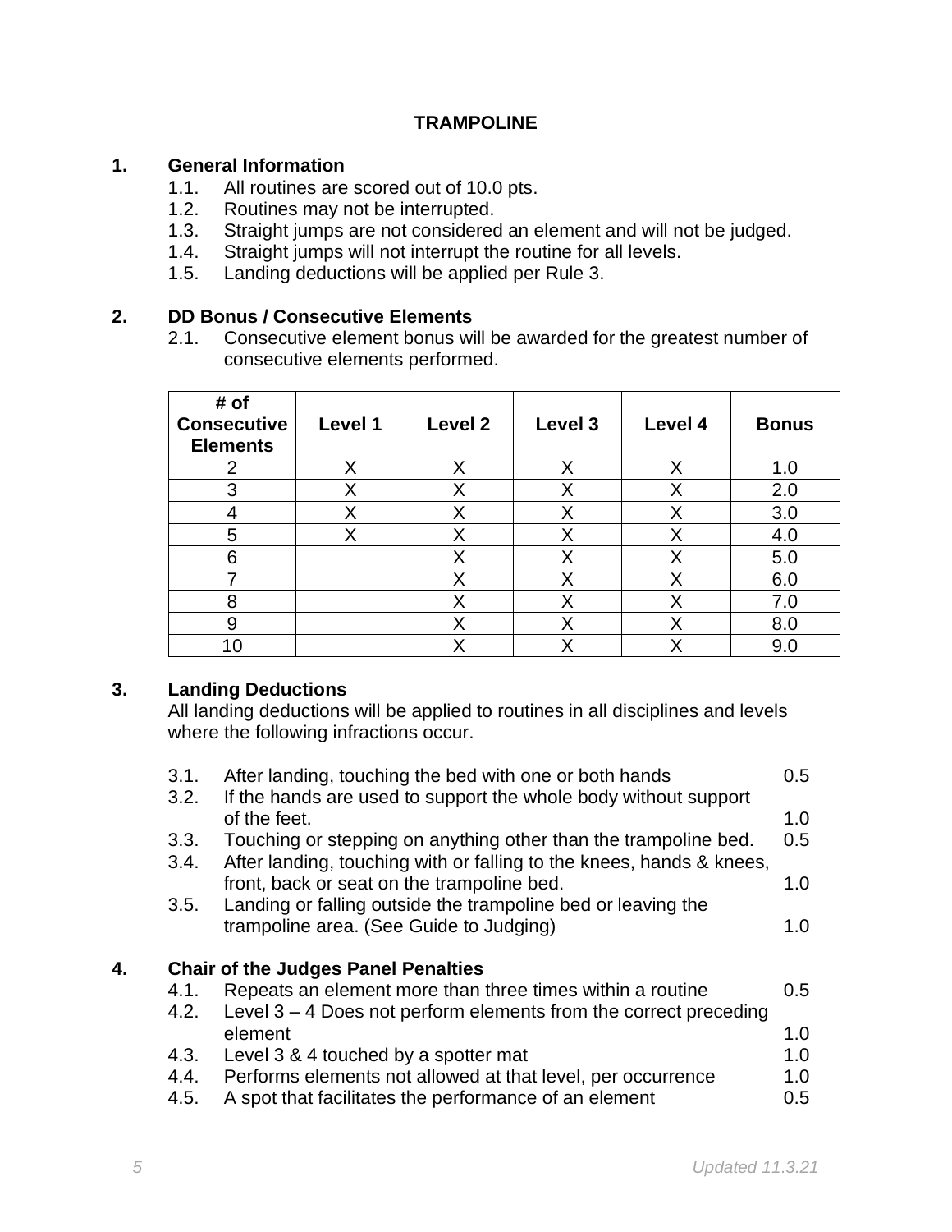# TRAMPOLINE

## 1. General Information

1.1. All routines are scored out of 10.0 pts.
1.2. Routines may not be interrupted.
1.3. Straight jumps are not considered an element and will not be judged.
1.4. Straight jumps will not interrupt the routine for all levels.
1.5. Landing deductions will be applied per Rule 3.

## 2. DD Bonus / Consecutive Elements

2.1. Consecutive element bonus will be awarded for the greatest number of consecutive elements performed.

| # of Consecutive Elements | Level 1 | Level 2 | Level 3 | Level 4 | Bonus |
|---|---|---|---|---|---|
| 2 | X | X | X | X | 1.0 |
| 3 | X | X | X | X | 2.0 |
| 4 | X | X | X | X | 3.0 |
| 5 | X | X | X | X | 4.0 |
| 6 | | X | X | X | 5.0 |
| 7 | | X | X | X | 6.0 |
| 8 | | X | X | X | 7.0 |
| 9 | | X | X | X | 8.0 |
| 10 | | X | X | X | 9.0 |

## 3. Landing Deductions

All landing deductions will be applied to routines in all disciplines and levels where the following infractions occur.

| | | |
|---|---|---|
| 3.1. | After landing, touching the bed with one or both hands | 0.5 |
| 3.2. | If the hands are used to support the whole body without support of the feet. | 1.0 |
| 3.3. | Touching or stepping on anything other than the trampoline bed. | 0.5 |
| 3.4. | After landing, touching with or falling to the knees, hands & knees, front, back or seat on the trampoline bed. | 1.0 |
| 3.5. | Landing or falling outside the trampoline bed or leaving the trampoline area. (See Guide to Judging) | 1.0 |

## 4. Chair of the Judges Panel Penalties

| | | |
|---|---|---|
| 4.1. | Repeats an element more than three times within a routine | 0.5 |
| 4.2. | Level 3 – 4 Does not perform elements from the correct preceding element | 1.0 |
| 4.3. | Level 3 & 4 touched by a spotter mat | 1.0 |
| 4.4. | Performs elements not allowed at that level, per occurrence | 1.0 |
| 4.5. | A spot that facilitates the performance of an element | 0.5 |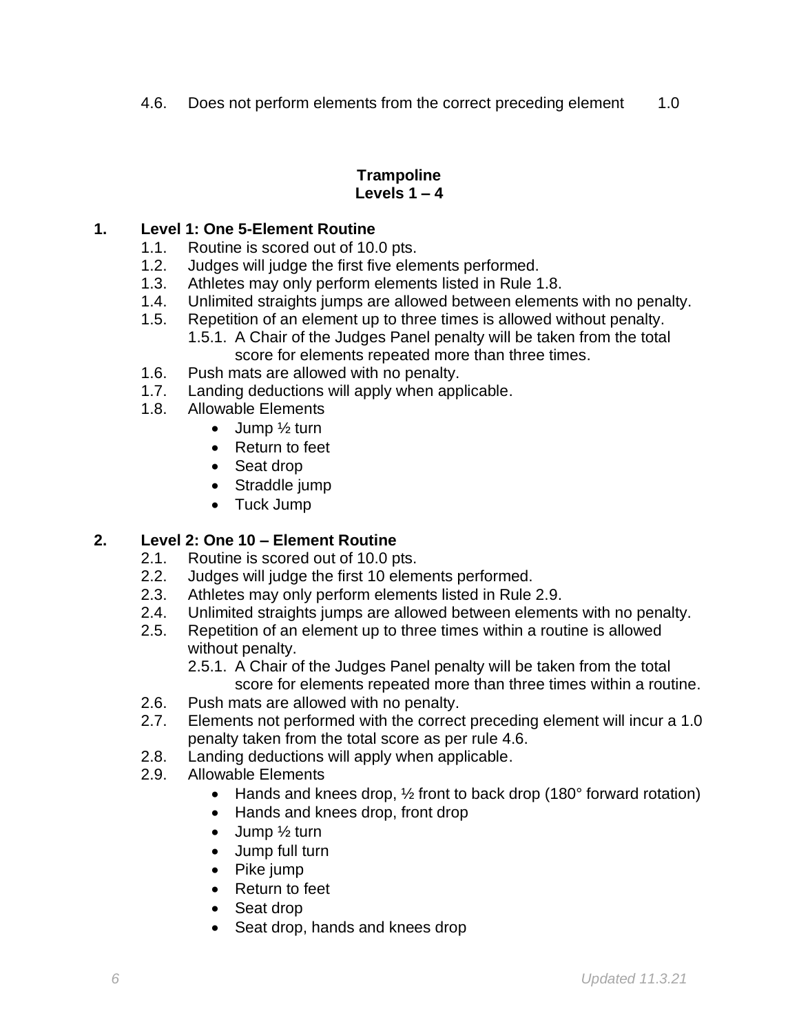4.6. Does not perform elements from the correct preceding element 1.0

## Trampoline
## Levels 1 – 4

**1. Level 1: One 5-Element Routine**

1.1. Routine is scored out of 10.0 pts.
1.2. Judges will judge the first five elements performed.
1.3. Athletes may only perform elements listed in Rule 1.8.
1.4. Unlimited straights jumps are allowed between elements with no penalty.
1.5. Repetition of an element up to three times is allowed without penalty.
  1.5.1. A Chair of the Judges Panel penalty will be taken from the total score for elements repeated more than three times.
1.6. Push mats are allowed with no penalty.
1.7. Landing deductions will apply when applicable.
1.8. Allowable Elements
- Jump ½ turn
- Return to feet
- Seat drop
- Straddle jump
- Tuck Jump

**2. Level 2: One 10 – Element Routine**

2.1. Routine is scored out of 10.0 pts.
2.2. Judges will judge the first 10 elements performed.
2.3. Athletes may only perform elements listed in Rule 2.9.
2.4. Unlimited straights jumps are allowed between elements with no penalty.
2.5. Repetition of an element up to three times within a routine is allowed without penalty.
  2.5.1. A Chair of the Judges Panel penalty will be taken from the total score for elements repeated more than three times within a routine.
2.6. Push mats are allowed with no penalty.
2.7. Elements not performed with the correct preceding element will incur a 1.0 penalty taken from the total score as per rule 4.6.
2.8. Landing deductions will apply when applicable.
2.9. Allowable Elements
- Hands and knees drop, ½ front to back drop (180° forward rotation)
- Hands and knees drop, front drop
- Jump ½ turn
- Jump full turn
- Pike jump
- Return to feet
- Seat drop
- Seat drop, hands and knees drop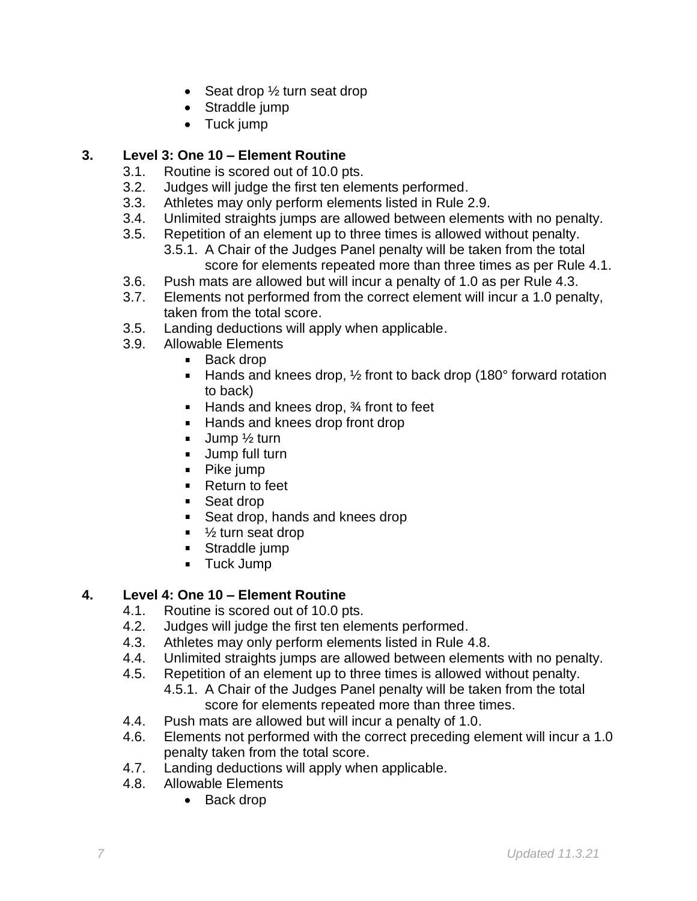- Seat drop ½ turn seat drop
- Straddle jump
- Tuck jump

## 3. Level 3: One 10 – Element Routine

- 3.1. Routine is scored out of 10.0 pts.
- 3.2. Judges will judge the first ten elements performed.
- 3.3. Athletes may only perform elements listed in Rule 2.9.
- 3.4. Unlimited straights jumps are allowed between elements with no penalty.
- 3.5. Repetition of an element up to three times is allowed without penalty.
  - 3.5.1. A Chair of the Judges Panel penalty will be taken from the total score for elements repeated more than three times as per Rule 4.1.
- 3.6. Push mats are allowed but will incur a penalty of 1.0 as per Rule 4.3.
- 3.7. Elements not performed from the correct element will incur a 1.0 penalty, taken from the total score.
- 3.5. Landing deductions will apply when applicable.
- 3.9. Allowable Elements
  - Back drop
  - Hands and knees drop, ½ front to back drop (180° forward rotation to back)
  - Hands and knees drop, ¾ front to feet
  - Hands and knees drop front drop
  - Jump ½ turn
  - Jump full turn
  - Pike jump
  - Return to feet
  - Seat drop
  - Seat drop, hands and knees drop
  - ½ turn seat drop
  - Straddle jump
  - Tuck Jump

## 4. Level 4: One 10 – Element Routine

- 4.1. Routine is scored out of 10.0 pts.
- 4.2. Judges will judge the first ten elements performed.
- 4.3. Athletes may only perform elements listed in Rule 4.8.
- 4.4. Unlimited straights jumps are allowed between elements with no penalty.
- 4.5. Repetition of an element up to three times is allowed without penalty.
  - 4.5.1. A Chair of the Judges Panel penalty will be taken from the total score for elements repeated more than three times.
- 4.4. Push mats are allowed but will incur a penalty of 1.0.
- 4.6. Elements not performed with the correct preceding element will incur a 1.0 penalty taken from the total score.
- 4.7. Landing deductions will apply when applicable.
- 4.8. Allowable Elements
  - Back drop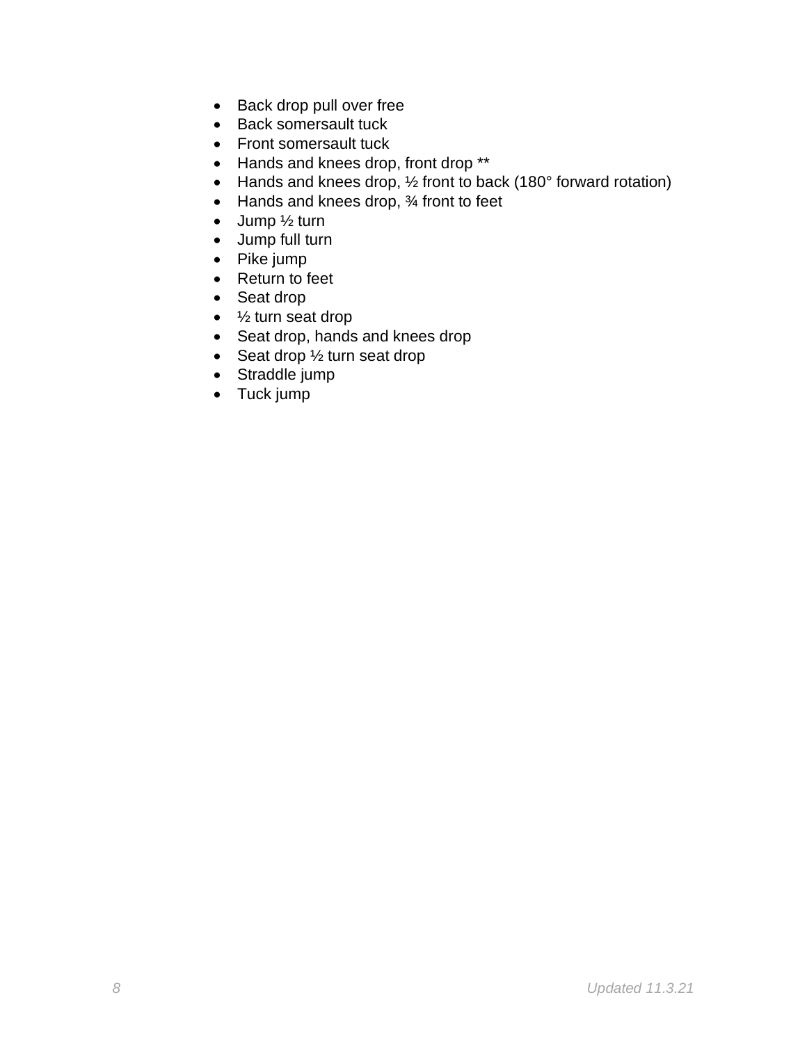- Back drop pull over free
- Back somersault tuck
- Front somersault tuck
- Hands and knees drop, front drop **
- Hands and knees drop, ½ front to back (180° forward rotation)
- Hands and knees drop, ¾ front to feet
- Jump ½ turn
- Jump full turn
- Pike jump
- Return to feet
- Seat drop
- ½ turn seat drop
- Seat drop, hands and knees drop
- Seat drop ½ turn seat drop
- Straddle jump
- Tuck jump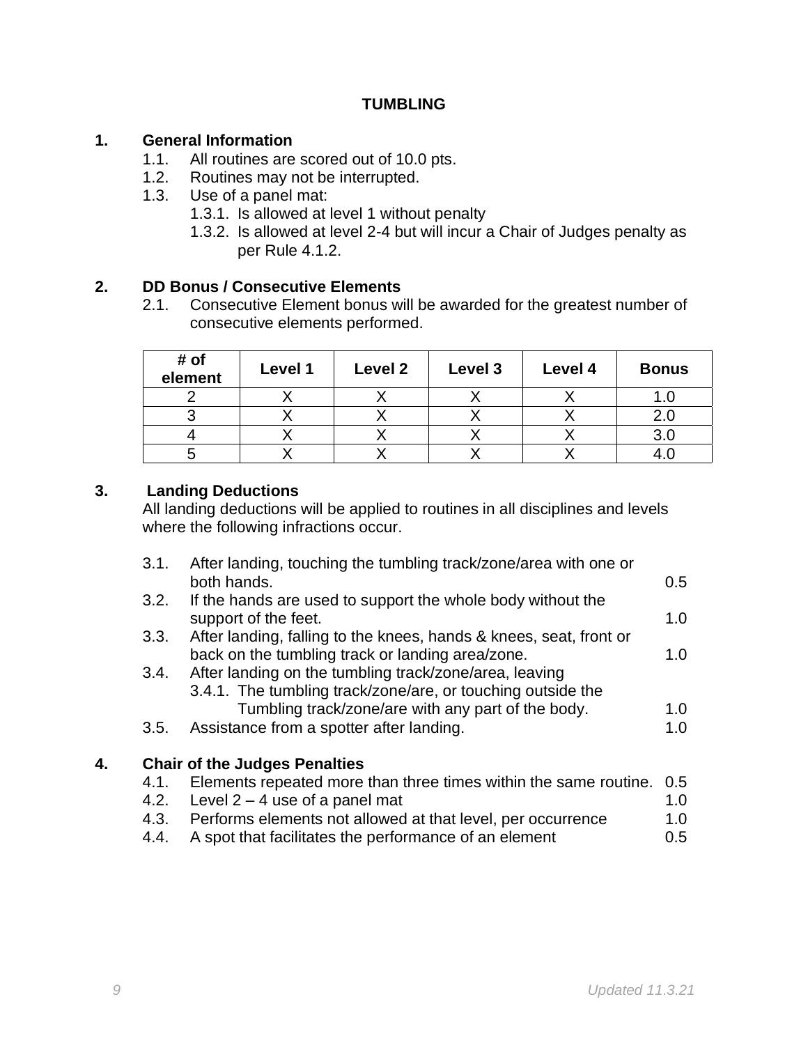**TUMBLING**

**1. General Information**

1.1. All routines are scored out of 10.0 pts.
1.2. Routines may not be interrupted.
1.3. Use of a panel mat:
    1.3.1. Is allowed at level 1 without penalty
    1.3.2. Is allowed at level 2-4 but will incur a Chair of Judges penalty as per Rule 4.1.2.

**2. DD Bonus / Consecutive Elements**

2.1. Consecutive Element bonus will be awarded for the greatest number of consecutive elements performed.

| # of element | Level 1 | Level 2 | Level 3 | Level 4 | Bonus |
|---|---|---|---|---|---|
| 2 | X | X | X | X | 1.0 |
| 3 | X | X | X | X | 2.0 |
| 4 | X | X | X | X | 3.0 |
| 5 | X | X | X | X | 4.0 |

**3. Landing Deductions**

All landing deductions will be applied to routines in all disciplines and levels where the following infractions occur.

| | | |
|---|---|---|
| 3.1. | After landing, touching the tumbling track/zone/area with one or both hands. | 0.5 |
| 3.2. | If the hands are used to support the whole body without the support of the feet. | 1.0 |
| 3.3. | After landing, falling to the knees, hands & knees, seat, front or back on the tumbling track or landing area/zone. | 1.0 |
| 3.4. | After landing on the tumbling track/zone/area, leaving | |
| 3.4.1. | The tumbling track/zone/are, or touching outside the Tumbling track/zone/are with any part of the body. | 1.0 |
| 3.5. | Assistance from a spotter after landing. | 1.0 |

**4. Chair of the Judges Penalties**

| | | |
|---|---|---|
| 4.1. | Elements repeated more than three times within the same routine. | 0.5 |
| 4.2. | Level 2 – 4 use of a panel mat | 1.0 |
| 4.3. | Performs elements not allowed at that level, per occurrence | 1.0 |
| 4.4. | A spot that facilitates the performance of an element | 0.5 |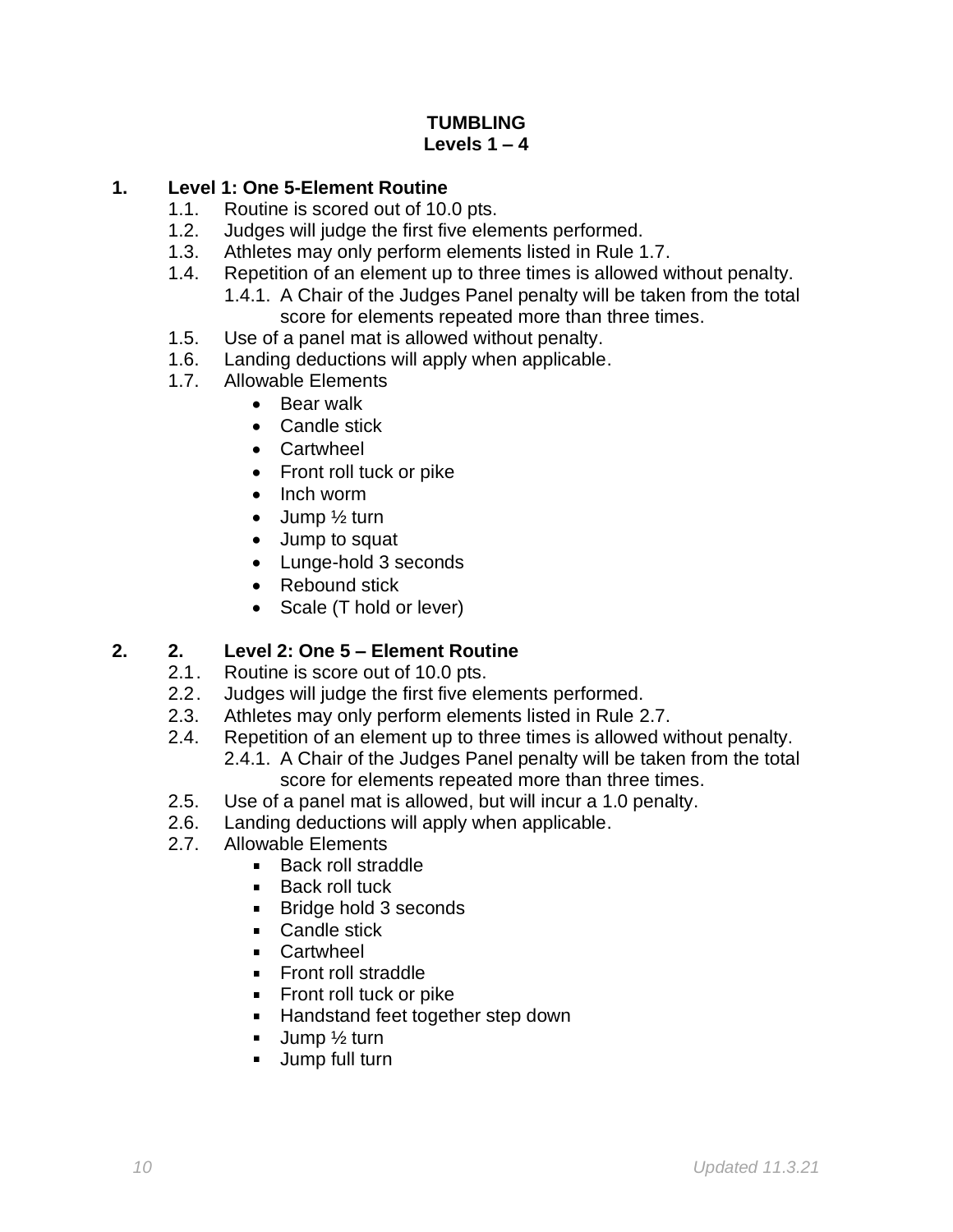# TUMBLING
## Levels 1 – 4

**1. Level 1: One 5-Element Routine**

1.1. Routine is scored out of 10.0 pts.
1.2. Judges will judge the first five elements performed.
1.3. Athletes may only perform elements listed in Rule 1.7.
1.4. Repetition of an element up to three times is allowed without penalty.
  1.4.1. A Chair of the Judges Panel penalty will be taken from the total score for elements repeated more than three times.
1.5. Use of a panel mat is allowed without penalty.
1.6. Landing deductions will apply when applicable.
1.7. Allowable Elements

- Bear walk
- Candle stick
- Cartwheel
- Front roll tuck or pike
- Inch worm
- Jump ½ turn
- Jump to squat
- Lunge-hold 3 seconds
- Rebound stick
- Scale (T hold or lever)

**2. 2. Level 2: One 5 – Element Routine**

2.1. Routine is score out of 10.0 pts.
2.2. Judges will judge the first five elements performed.
2.3. Athletes may only perform elements listed in Rule 2.7.
2.4. Repetition of an element up to three times is allowed without penalty.
  2.4.1. A Chair of the Judges Panel penalty will be taken from the total score for elements repeated more than three times.
2.5. Use of a panel mat is allowed, but will incur a 1.0 penalty.
2.6. Landing deductions will apply when applicable.
2.7. Allowable Elements

- Back roll straddle
- Back roll tuck
- Bridge hold 3 seconds
- Candle stick
- Cartwheel
- Front roll straddle
- Front roll tuck or pike
- Handstand feet together step down
- Jump ½ turn
- Jump full turn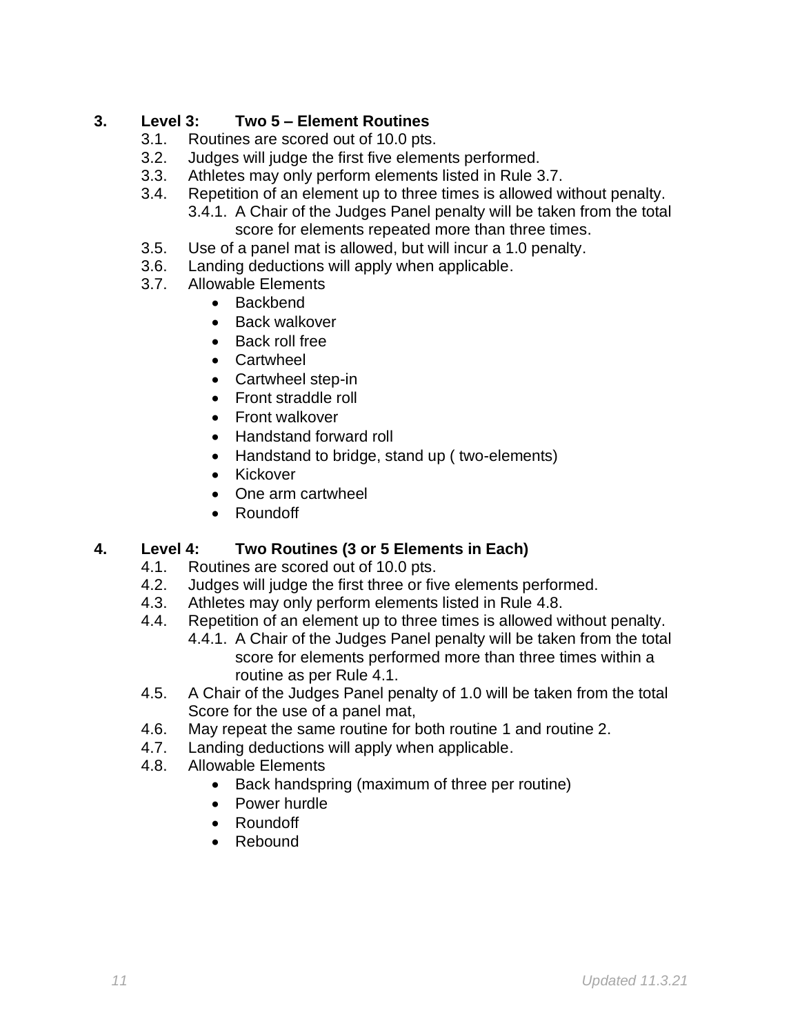## 3. Level 3: Two 5 – Element Routines

3.1. Routines are scored out of 10.0 pts.

3.2. Judges will judge the first five elements performed.

3.3. Athletes may only perform elements listed in Rule 3.7.

3.4. Repetition of an element up to three times is allowed without penalty.

3.4.1. A Chair of the Judges Panel penalty will be taken from the total score for elements repeated more than three times.

3.5. Use of a panel mat is allowed, but will incur a 1.0 penalty.

3.6. Landing deductions will apply when applicable.

3.7. Allowable Elements

- Backbend
- Back walkover
- Back roll free
- Cartwheel
- Cartwheel step-in
- Front straddle roll
- Front walkover
- Handstand forward roll
- Handstand to bridge, stand up ( two-elements)
- Kickover
- One arm cartwheel
- Roundoff

## 4. Level 4: Two Routines (3 or 5 Elements in Each)

4.1. Routines are scored out of 10.0 pts.

4.2. Judges will judge the first three or five elements performed.

4.3. Athletes may only perform elements listed in Rule 4.8.

4.4. Repetition of an element up to three times is allowed without penalty.

4.4.1. A Chair of the Judges Panel penalty will be taken from the total score for elements performed more than three times within a routine as per Rule 4.1.

4.5. A Chair of the Judges Panel penalty of 1.0 will be taken from the total Score for the use of a panel mat,

4.6. May repeat the same routine for both routine 1 and routine 2.

4.7. Landing deductions will apply when applicable.

4.8. Allowable Elements

- Back handspring (maximum of three per routine)
- Power hurdle
- Roundoff
- Rebound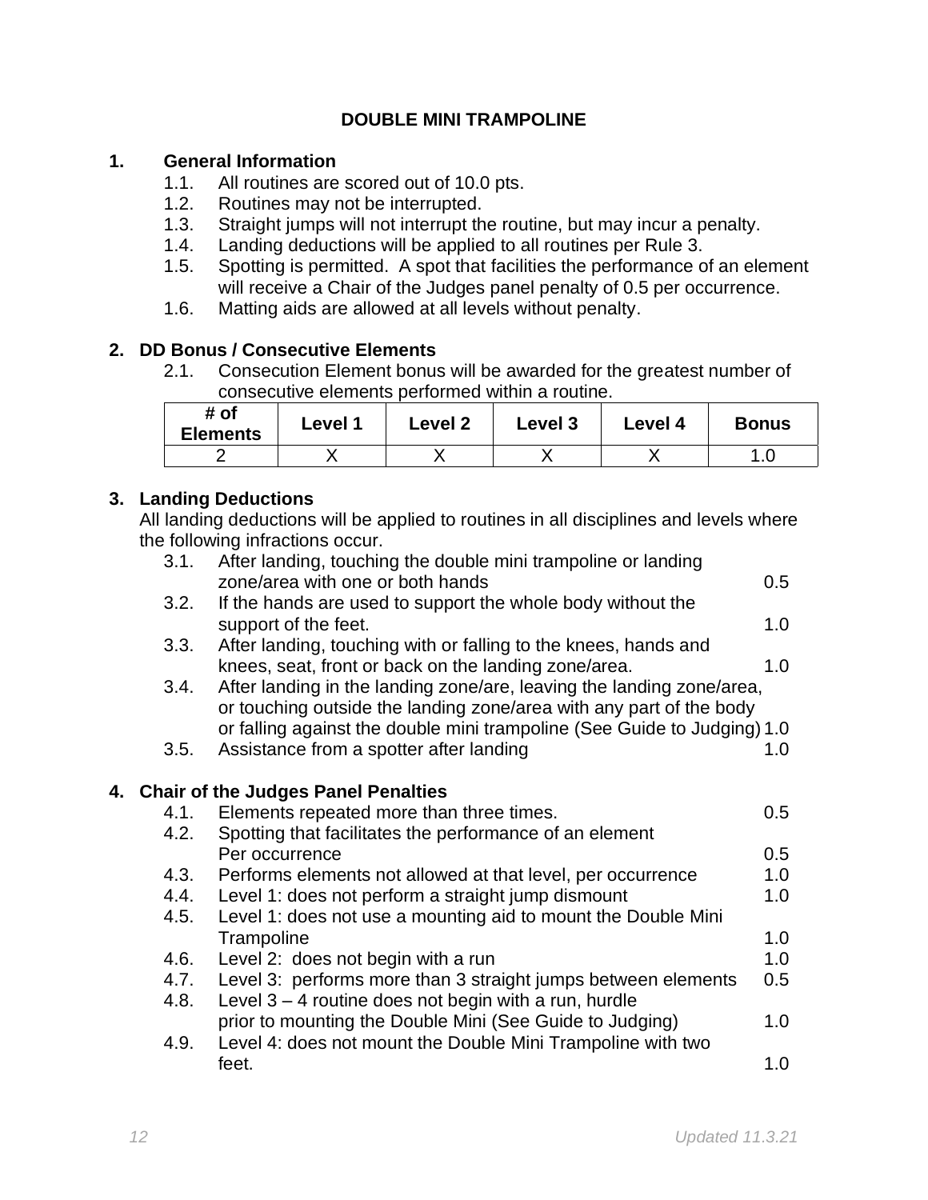# DOUBLE MINI TRAMPOLINE

## 1. General Information

1.1. All routines are scored out of 10.0 pts.
1.2. Routines may not be interrupted.
1.3. Straight jumps will not interrupt the routine, but may incur a penalty.
1.4. Landing deductions will be applied to all routines per Rule 3.
1.5. Spotting is permitted. A spot that facilities the performance of an element will receive a Chair of the Judges panel penalty of 0.5 per occurrence.
1.6. Matting aids are allowed at all levels without penalty.

## 2. DD Bonus / Consecutive Elements

2.1. Consecution Element bonus will be awarded for the greatest number of consecutive elements performed within a routine.

| # of Elements | Level 1 | Level 2 | Level 3 | Level 4 | Bonus |
|---|---|---|---|---|---|
| 2 | X | X | X | X | 1.0 |

## 3. Landing Deductions

All landing deductions will be applied to routines in all disciplines and levels where the following infractions occur.

| | | |
|---|---|---|
| 3.1. | After landing, touching the double mini trampoline or landing zone/area with one or both hands | 0.5 |
| 3.2. | If the hands are used to support the whole body without the support of the feet. | 1.0 |
| 3.3. | After landing, touching with or falling to the knees, hands and knees, seat, front or back on the landing zone/area. | 1.0 |
| 3.4. | After landing in the landing zone/are, leaving the landing zone/area, or touching outside the landing zone/area with any part of the body or falling against the double mini trampoline (See Guide to Judging) | 1.0 |
| 3.5. | Assistance from a spotter after landing | 1.0 |

## 4. Chair of the Judges Panel Penalties

| | | |
|---|---|---|
| 4.1. | Elements repeated more than three times. | 0.5 |
| 4.2. | Spotting that facilitates the performance of an element Per occurrence | 0.5 |
| 4.3. | Performs elements not allowed at that level, per occurrence | 1.0 |
| 4.4. | Level 1: does not perform a straight jump dismount | 1.0 |
| 4.5. | Level 1: does not use a mounting aid to mount the Double Mini Trampoline | 1.0 |
| 4.6. | Level 2: does not begin with a run | 1.0 |
| 4.7. | Level 3: performs more than 3 straight jumps between elements | 0.5 |
| 4.8. | Level 3 – 4 routine does not begin with a run, hurdle prior to mounting the Double Mini (See Guide to Judging) | 1.0 |
| 4.9. | Level 4: does not mount the Double Mini Trampoline with two feet. | 1.0 |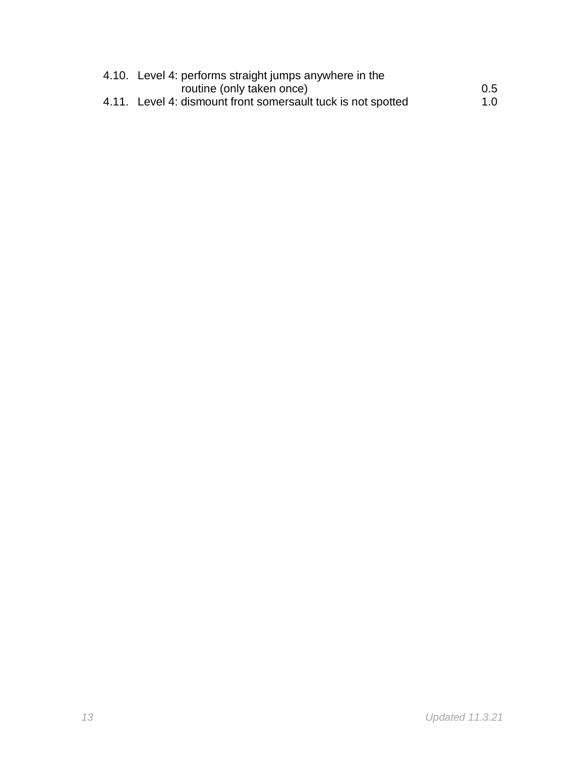| | | |
|---|---|---|
| 4.10. | Level 4: performs straight jumps anywhere in the routine (only taken once) | 0.5 |
| 4.11. | Level 4: dismount front somersault tuck is not spotted | 1.0 |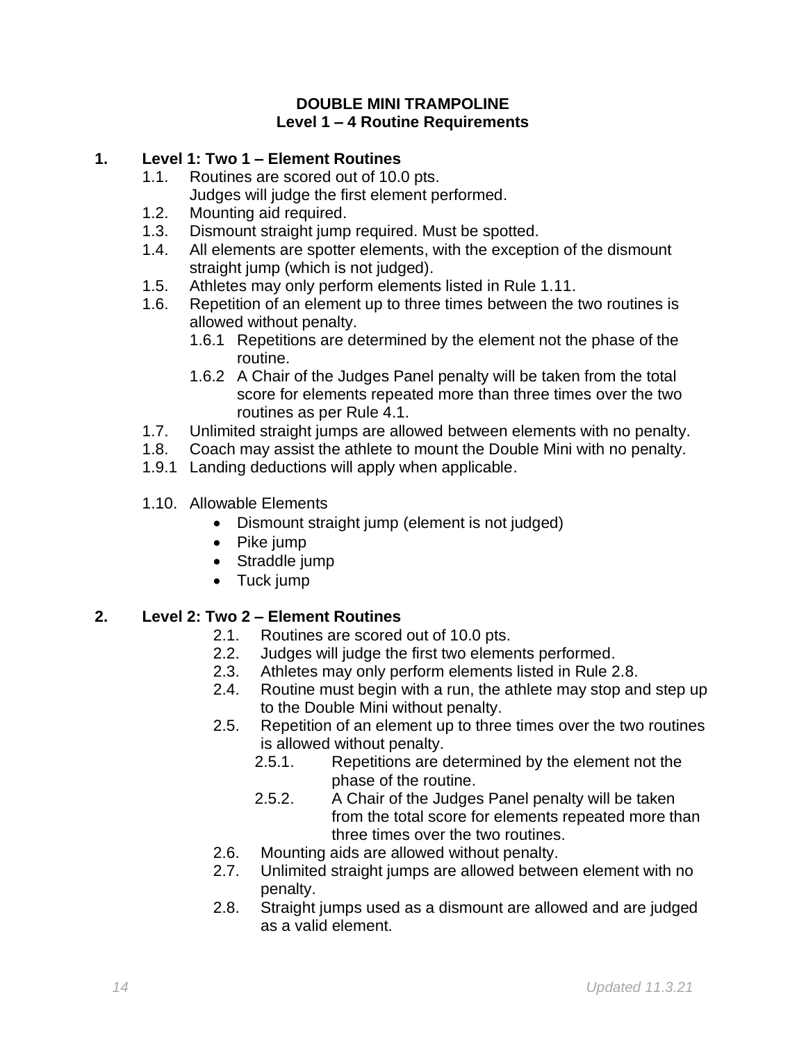**DOUBLE MINI TRAMPOLINE**
**Level 1 – 4 Routine Requirements**

**1. Level 1: Two 1 – Element Routines**

1.1. Routines are scored out of 10.0 pts.
Judges will judge the first element performed.

1.2. Mounting aid required.

1.3. Dismount straight jump required. Must be spotted.

1.4. All elements are spotter elements, with the exception of the dismount straight jump (which is not judged).

1.5. Athletes may only perform elements listed in Rule 1.11.

1.6. Repetition of an element up to three times between the two routines is allowed without penalty.

- 1.6.1 Repetitions are determined by the element not the phase of the routine.
- 1.6.2 A Chair of the Judges Panel penalty will be taken from the total score for elements repeated more than three times over the two routines as per Rule 4.1.

1.7. Unlimited straight jumps are allowed between elements with no penalty.

1.8. Coach may assist the athlete to mount the Double Mini with no penalty.

1.9.1 Landing deductions will apply when applicable.

1.10. Allowable Elements

- Dismount straight jump (element is not judged)
- Pike jump
- Straddle jump
- Tuck jump

**2. Level 2: Two 2 – Element Routines**

2.1. Routines are scored out of 10.0 pts.

2.2. Judges will judge the first two elements performed.

2.3. Athletes may only perform elements listed in Rule 2.8.

2.4. Routine must begin with a run, the athlete may stop and step up to the Double Mini without penalty.

2.5. Repetition of an element up to three times over the two routines is allowed without penalty.

- 2.5.1. Repetitions are determined by the element not the phase of the routine.
- 2.5.2. A Chair of the Judges Panel penalty will be taken from the total score for elements repeated more than three times over the two routines.

2.6. Mounting aids are allowed without penalty.

2.7. Unlimited straight jumps are allowed between element with no penalty.

2.8. Straight jumps used as a dismount are allowed and are judged as a valid element.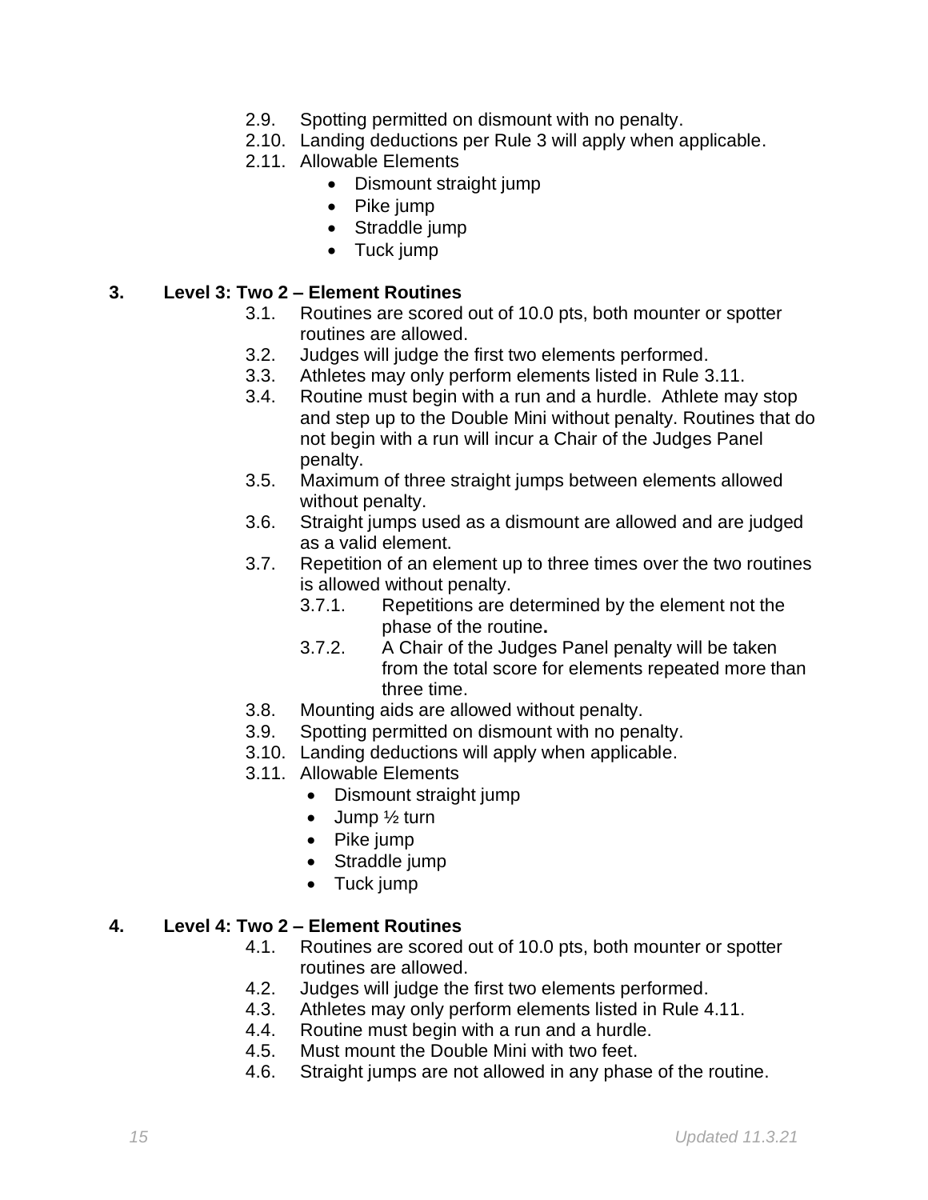2.9. Spotting permitted on dismount with no penalty.
2.10. Landing deductions per Rule 3 will apply when applicable.
2.11. Allowable Elements
- Dismount straight jump
- Pike jump
- Straddle jump
- Tuck jump

## 3. Level 3: Two 2 – Element Routines

3.1. Routines are scored out of 10.0 pts, both mounter or spotter routines are allowed.
3.2. Judges will judge the first two elements performed.
3.3. Athletes may only perform elements listed in Rule 3.11.
3.4. Routine must begin with a run and a hurdle. Athlete may stop and step up to the Double Mini without penalty. Routines that do not begin with a run will incur a Chair of the Judges Panel penalty.
3.5. Maximum of three straight jumps between elements allowed without penalty.
3.6. Straight jumps used as a dismount are allowed and are judged as a valid element.
3.7. Repetition of an element up to three times over the two routines is allowed without penalty.
 3.7.1. Repetitions are determined by the element not the phase of the routine**.**
 3.7.2. A Chair of the Judges Panel penalty will be taken from the total score for elements repeated more than three time.
3.8. Mounting aids are allowed without penalty.
3.9. Spotting permitted on dismount with no penalty.
3.10. Landing deductions will apply when applicable.
3.11. Allowable Elements
- Dismount straight jump
- Jump ½ turn
- Pike jump
- Straddle jump
- Tuck jump

## 4. Level 4: Two 2 – Element Routines

4.1. Routines are scored out of 10.0 pts, both mounter or spotter routines are allowed.
4.2. Judges will judge the first two elements performed.
4.3. Athletes may only perform elements listed in Rule 4.11.
4.4. Routine must begin with a run and a hurdle.
4.5. Must mount the Double Mini with two feet.
4.6. Straight jumps are not allowed in any phase of the routine.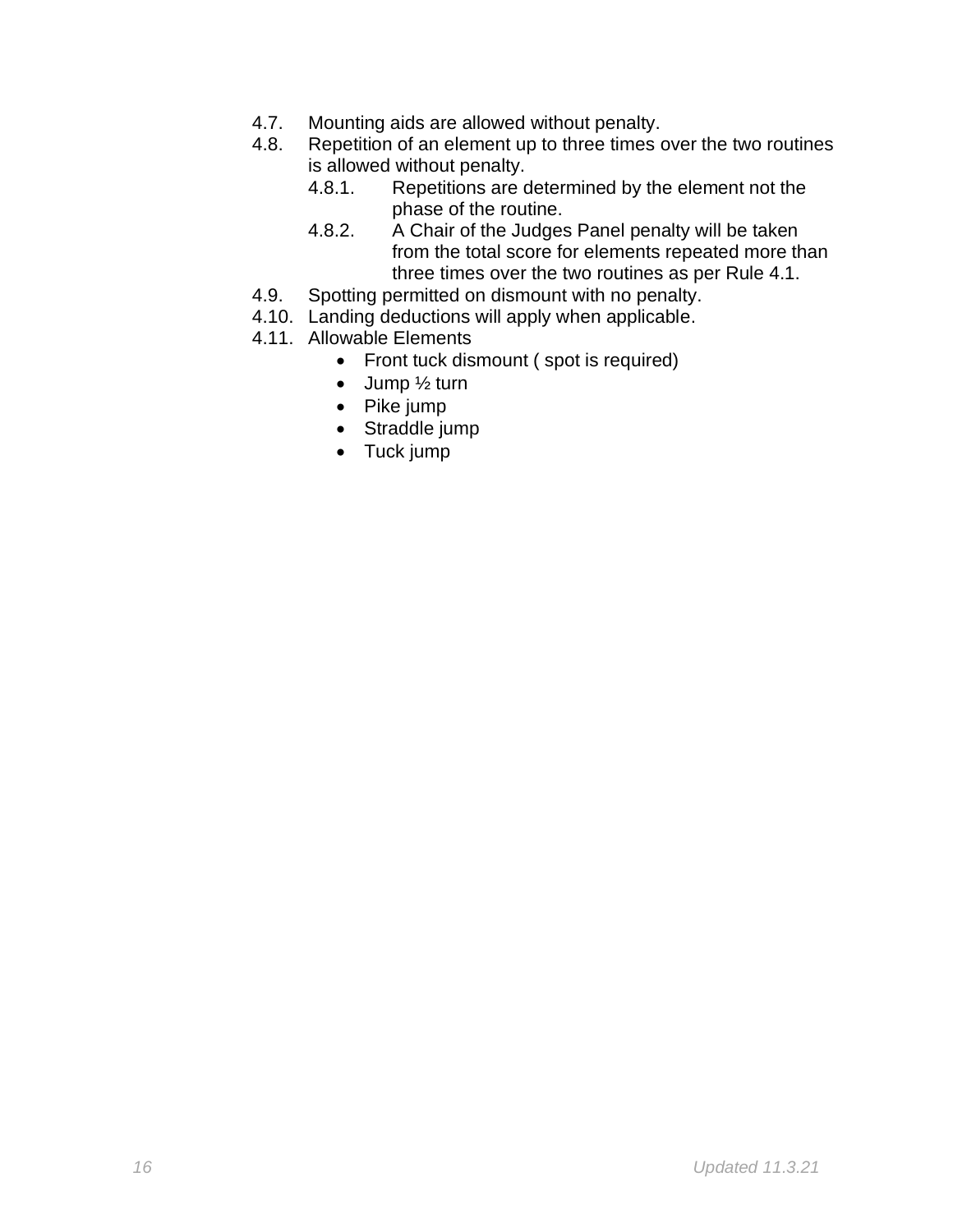4.7. Mounting aids are allowed without penalty.

4.8. Repetition of an element up to three times over the two routines is allowed without penalty.

  4.8.1. Repetitions are determined by the element not the phase of the routine.

  4.8.2. A Chair of the Judges Panel penalty will be taken from the total score for elements repeated more than three times over the two routines as per Rule 4.1.

4.9. Spotting permitted on dismount with no penalty.

4.10. Landing deductions will apply when applicable.

4.11. Allowable Elements

- Front tuck dismount ( spot is required)
- Jump ½ turn
- Pike jump
- Straddle jump
- Tuck jump